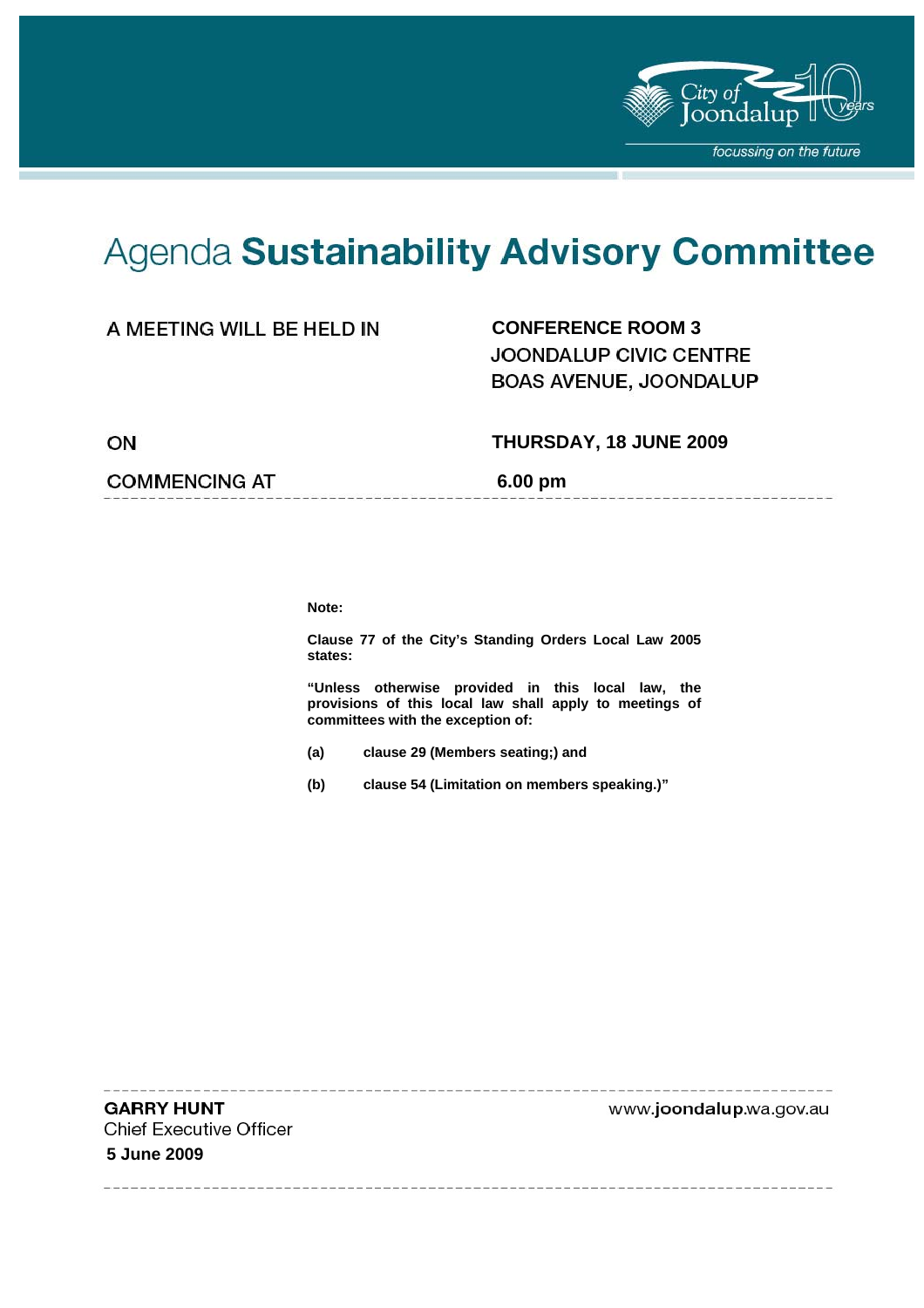City of Joondalup 10 years

*focussing on the future*

# Agenda **Sustainability Advisory Committee**

| | |
|---|---|
| A MEETING WILL BE HELD IN | **CONFERENCE ROOM 3**<br>JOONDALUP CIVIC CENTRE<br>BOAS AVENUE, JOONDALUP |
| ON | **THURSDAY, 18 JUNE 2009** |
| COMMENCING AT | **6.00 pm** |

**Note:**

**Clause 77 of the City's Standing Orders Local Law 2005 states:**

**"Unless otherwise provided in this local law, the provisions of this local law shall apply to meetings of committees with the exception of:**

**(a) clause 29 (Members seating;) and**

**(b) clause 54 (Limitation on members speaking.)"**

---

**GARRY HUNT**
Chief Executive Officer
**5 June 2009**

www.**joondalup**.wa.gov.au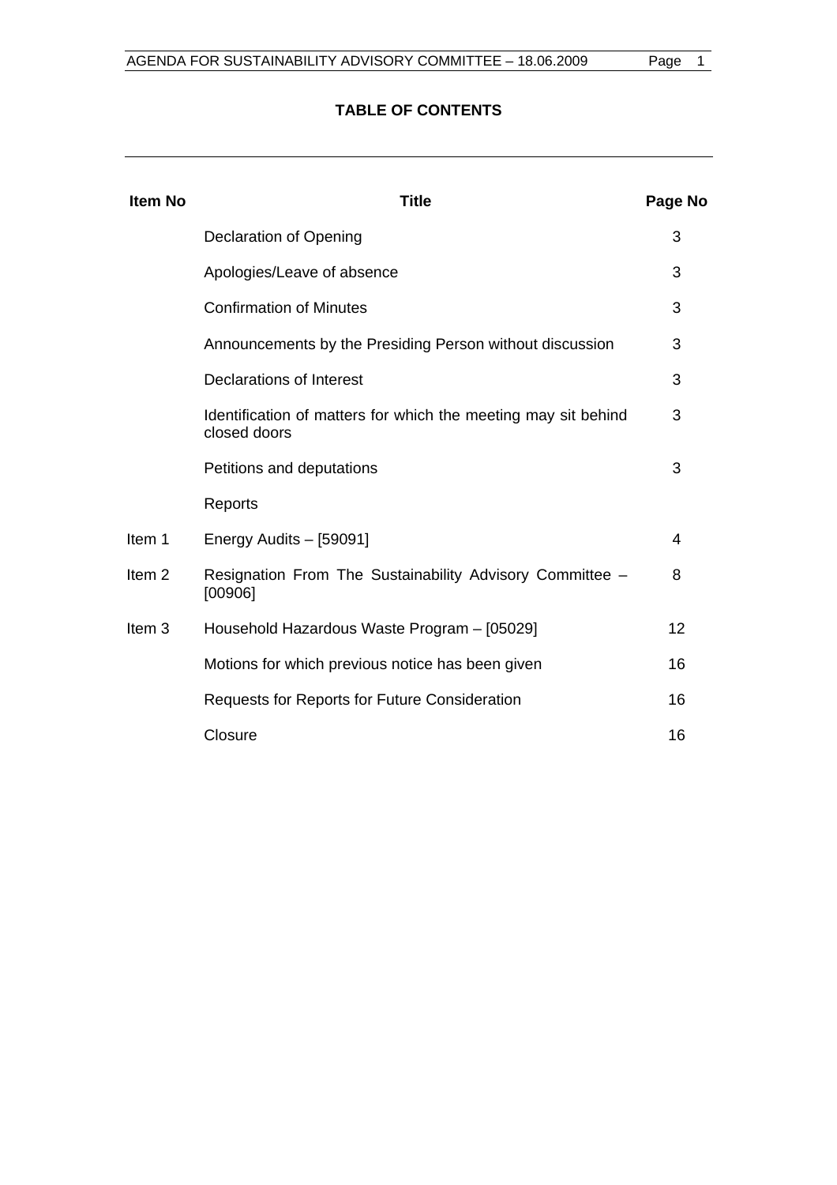## TABLE OF CONTENTS

| Item No | Title | Page No |
|---|---|---|
| | Declaration of Opening | 3 |
| | Apologies/Leave of absence | 3 |
| | Confirmation of Minutes | 3 |
| | Announcements by the Presiding Person without discussion | 3 |
| | Declarations of Interest | 3 |
| | Identification of matters for which the meeting may sit behind closed doors | 3 |
| | Petitions and deputations | 3 |
| | Reports | |
| Item 1 | Energy Audits – [59091] | 4 |
| Item 2 | Resignation From The Sustainability Advisory Committee – [00906] | 8 |
| Item 3 | Household Hazardous Waste Program – [05029] | 12 |
| | Motions for which previous notice has been given | 16 |
| | Requests for Reports for Future Consideration | 16 |
| | Closure | 16 |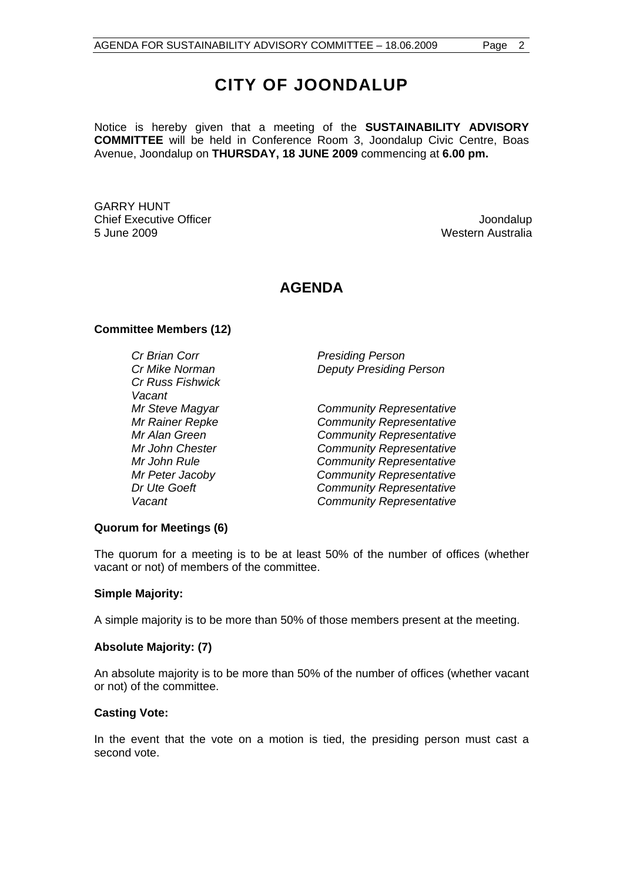# CITY OF JOONDALUP

Notice is hereby given that a meeting of the **SUSTAINABILITY ADVISORY COMMITTEE** will be held in Conference Room 3, Joondalup Civic Centre, Boas Avenue, Joondalup on **THURSDAY, 18 JUNE 2009** commencing at **6.00 pm.**

GARRY HUNT
Chief Executive Officer
5 June 2009

Joondalup
Western Australia

## AGENDA

**Committee Members (12)**

| | |
|---|---|
| *Cr Brian Corr* | *Presiding Person* |
| *Cr Mike Norman* | *Deputy Presiding Person* |
| *Cr Russ Fishwick* | |
| *Vacant* | |
| *Mr Steve Magyar* | *Community Representative* |
| *Mr Rainer Repke* | *Community Representative* |
| *Mr Alan Green* | *Community Representative* |
| *Mr John Chester* | *Community Representative* |
| *Mr John Rule* | *Community Representative* |
| *Mr Peter Jacoby* | *Community Representative* |
| *Dr Ute Goeft* | *Community Representative* |
| *Vacant* | *Community Representative* |

**Quorum for Meetings (6)**

The quorum for a meeting is to be at least 50% of the number of offices (whether vacant or not) of members of the committee.

**Simple Majority:**

A simple majority is to be more than 50% of those members present at the meeting.

**Absolute Majority: (7)**

An absolute majority is to be more than 50% of the number of offices (whether vacant or not) of the committee.

**Casting Vote:**

In the event that the vote on a motion is tied, the presiding person must cast a second vote.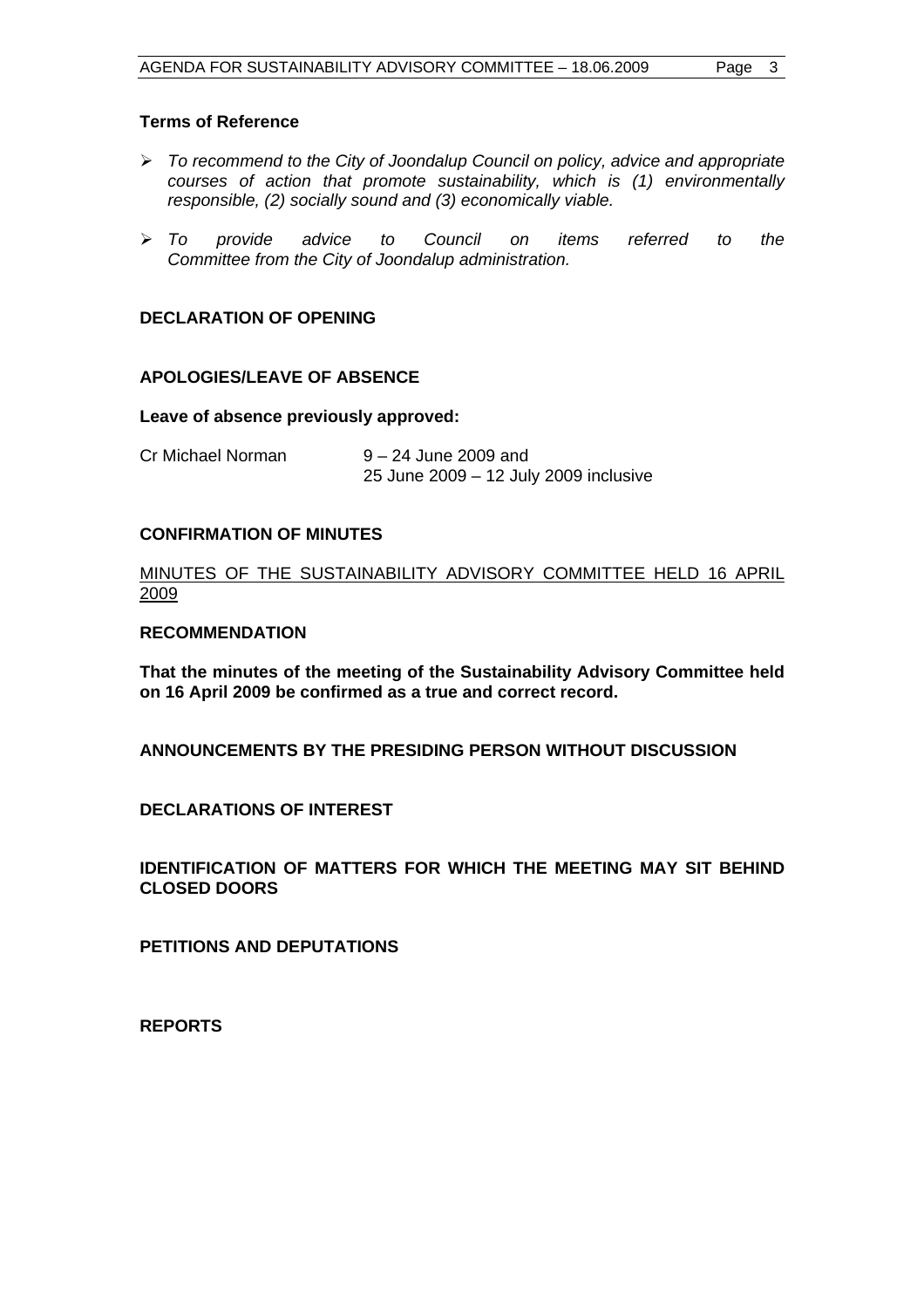**Terms of Reference**

- *To recommend to the City of Joondalup Council on policy, advice and appropriate courses of action that promote sustainability, which is (1) environmentally responsible, (2) socially sound and (3) economically viable.*
- *To provide advice to Council on items referred to the Committee from the City of Joondalup administration.*

**DECLARATION OF OPENING**

**APOLOGIES/LEAVE OF ABSENCE**

**Leave of absence previously approved:**

Cr Michael Norman    9 – 24 June 2009 and
                                 25 June 2009 – 12 July 2009 inclusive

**CONFIRMATION OF MINUTES**

MINUTES OF THE SUSTAINABILITY ADVISORY COMMITTEE HELD 16 APRIL 2009

**RECOMMENDATION**

**That the minutes of the meeting of the Sustainability Advisory Committee held on 16 April 2009 be confirmed as a true and correct record.**

**ANNOUNCEMENTS BY THE PRESIDING PERSON WITHOUT DISCUSSION**

**DECLARATIONS OF INTEREST**

**IDENTIFICATION OF MATTERS FOR WHICH THE MEETING MAY SIT BEHIND CLOSED DOORS**

**PETITIONS AND DEPUTATIONS**

**REPORTS**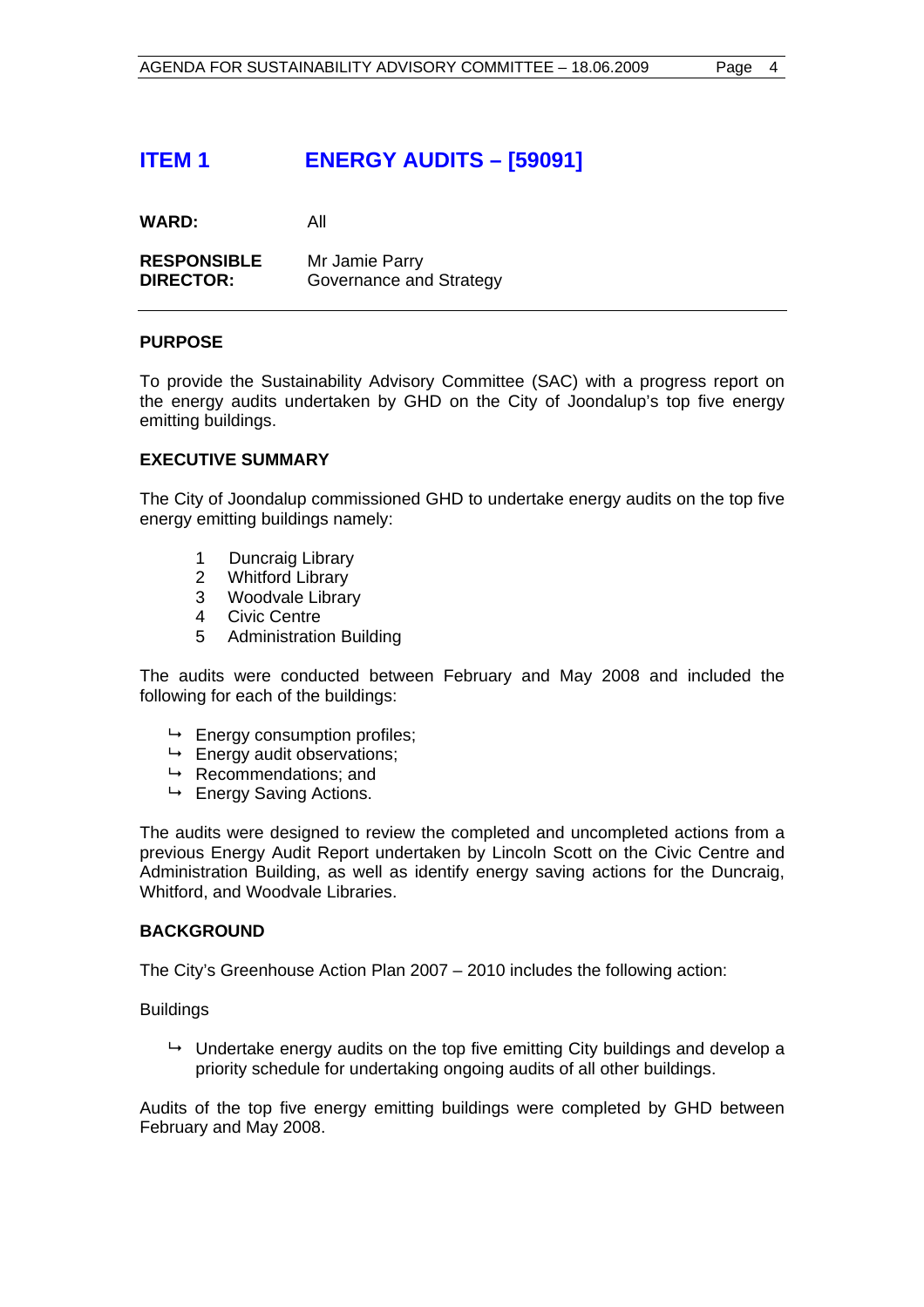# ITEM 1 ENERGY AUDITS – [59091]

**WARD:** All

**RESPONSIBLE DIRECTOR:** Mr Jamie Parry
Governance and Strategy

---

**PURPOSE**

To provide the Sustainability Advisory Committee (SAC) with a progress report on the energy audits undertaken by GHD on the City of Joondalup's top five energy emitting buildings.

**EXECUTIVE SUMMARY**

The City of Joondalup commissioned GHD to undertake energy audits on the top five energy emitting buildings namely:

1. Duncraig Library
2. Whitford Library
3. Woodvale Library
4. Civic Centre
5. Administration Building

The audits were conducted between February and May 2008 and included the following for each of the buildings:

- Energy consumption profiles;
- Energy audit observations;
- Recommendations; and
- Energy Saving Actions.

The audits were designed to review the completed and uncompleted actions from a previous Energy Audit Report undertaken by Lincoln Scott on the Civic Centre and Administration Building, as well as identify energy saving actions for the Duncraig, Whitford, and Woodvale Libraries.

**BACKGROUND**

The City's Greenhouse Action Plan 2007 – 2010 includes the following action:

Buildings

- Undertake energy audits on the top five emitting City buildings and develop a priority schedule for undertaking ongoing audits of all other buildings.

Audits of the top five energy emitting buildings were completed by GHD between February and May 2008.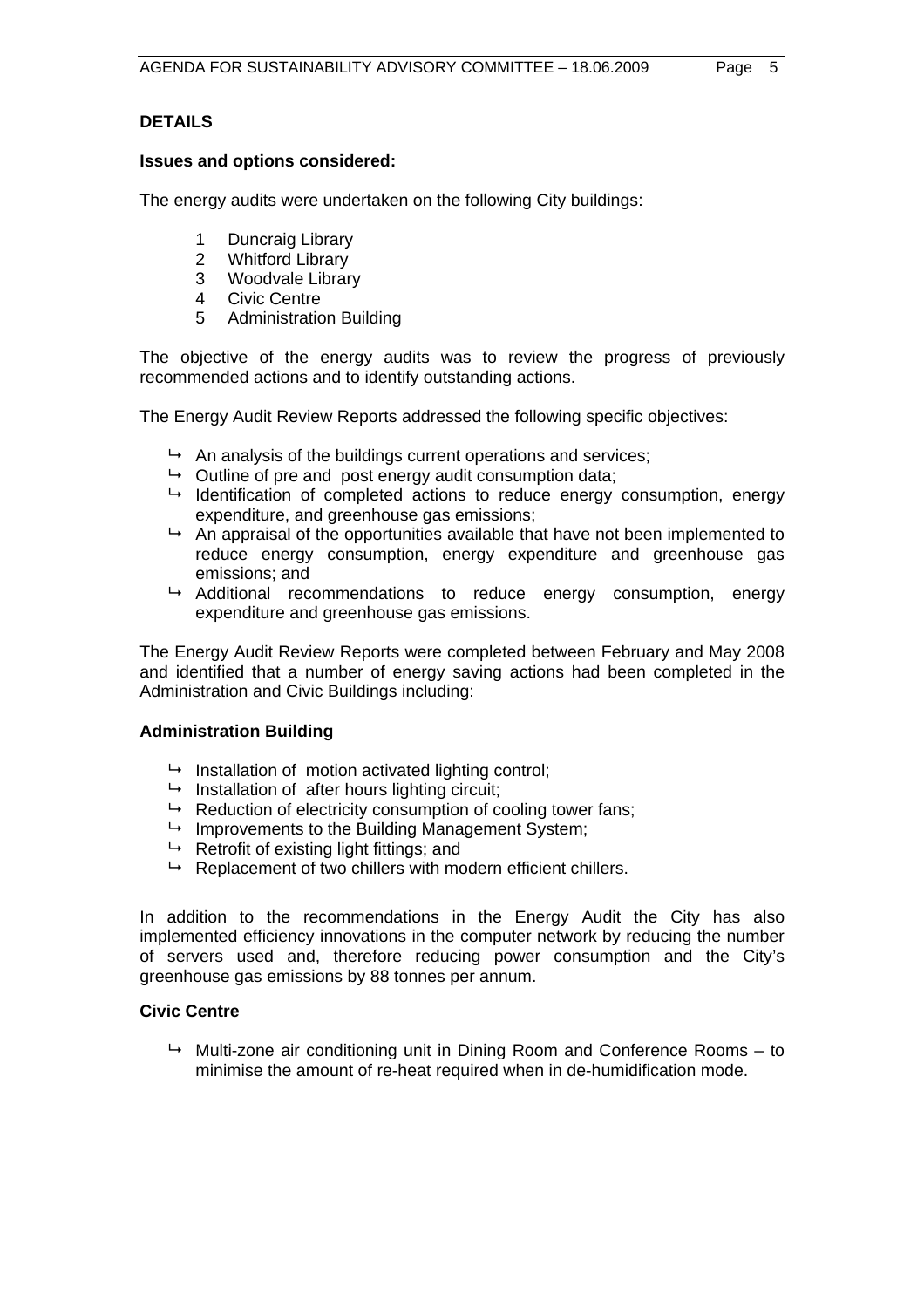## DETAILS

**Issues and options considered:**

The energy audits were undertaken on the following City buildings:

1. Duncraig Library
2. Whitford Library
3. Woodvale Library
4. Civic Centre
5. Administration Building

The objective of the energy audits was to review the progress of previously recommended actions and to identify outstanding actions.

The Energy Audit Review Reports addressed the following specific objectives:

- An analysis of the buildings current operations and services;
- Outline of pre and post energy audit consumption data;
- Identification of completed actions to reduce energy consumption, energy expenditure, and greenhouse gas emissions;
- An appraisal of the opportunities available that have not been implemented to reduce energy consumption, energy expenditure and greenhouse gas emissions; and
- Additional recommendations to reduce energy consumption, energy expenditure and greenhouse gas emissions.

The Energy Audit Review Reports were completed between February and May 2008 and identified that a number of energy saving actions had been completed in the Administration and Civic Buildings including:

**Administration Building**

- Installation of motion activated lighting control;
- Installation of after hours lighting circuit;
- Reduction of electricity consumption of cooling tower fans;
- Improvements to the Building Management System;
- Retrofit of existing light fittings; and
- Replacement of two chillers with modern efficient chillers.

In addition to the recommendations in the Energy Audit the City has also implemented efficiency innovations in the computer network by reducing the number of servers used and, therefore reducing power consumption and the City's greenhouse gas emissions by 88 tonnes per annum.

**Civic Centre**

- Multi-zone air conditioning unit in Dining Room and Conference Rooms – to minimise the amount of re-heat required when in de-humidification mode.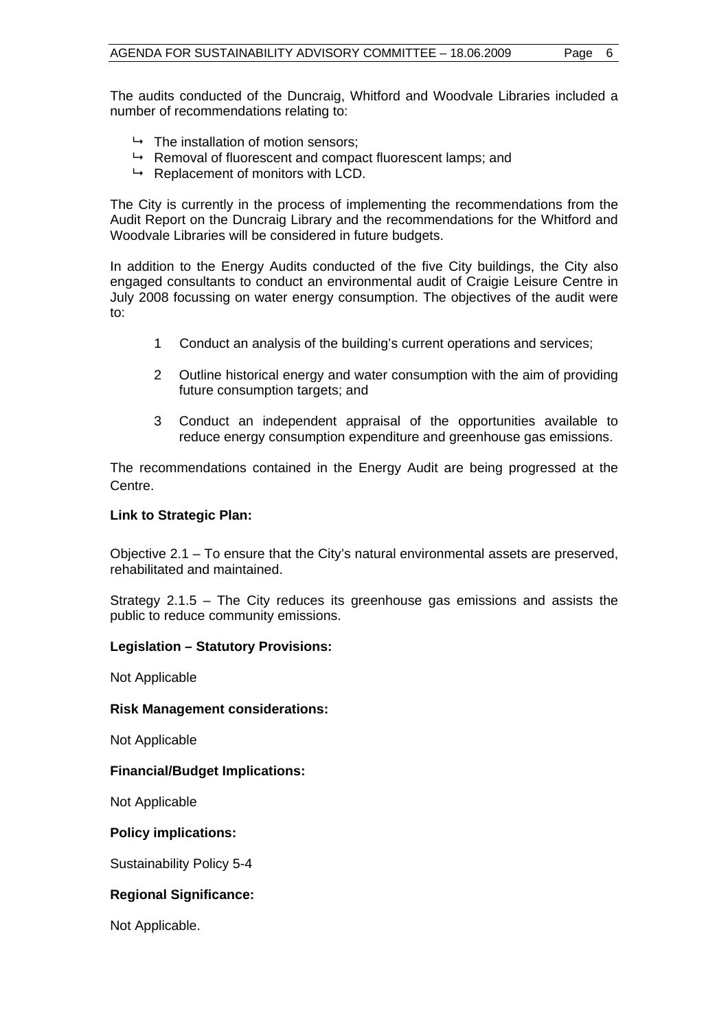The audits conducted of the Duncraig, Whitford and Woodvale Libraries included a number of recommendations relating to:

- ↳ The installation of motion sensors;
- ↳ Removal of fluorescent and compact fluorescent lamps; and
- ↳ Replacement of monitors with LCD.

The City is currently in the process of implementing the recommendations from the Audit Report on the Duncraig Library and the recommendations for the Whitford and Woodvale Libraries will be considered in future budgets.

In addition to the Energy Audits conducted of the five City buildings, the City also engaged consultants to conduct an environmental audit of Craigie Leisure Centre in July 2008 focussing on water energy consumption. The objectives of the audit were to:

1. Conduct an analysis of the building's current operations and services;
2. Outline historical energy and water consumption with the aim of providing future consumption targets; and
3. Conduct an independent appraisal of the opportunities available to reduce energy consumption expenditure and greenhouse gas emissions.

The recommendations contained in the Energy Audit are being progressed at the Centre.

**Link to Strategic Plan:**

Objective 2.1 – To ensure that the City's natural environmental assets are preserved, rehabilitated and maintained.

Strategy 2.1.5 – The City reduces its greenhouse gas emissions and assists the public to reduce community emissions.

**Legislation – Statutory Provisions:**

Not Applicable

**Risk Management considerations:**

Not Applicable

**Financial/Budget Implications:**

Not Applicable

**Policy implications:**

Sustainability Policy 5-4

**Regional Significance:**

Not Applicable.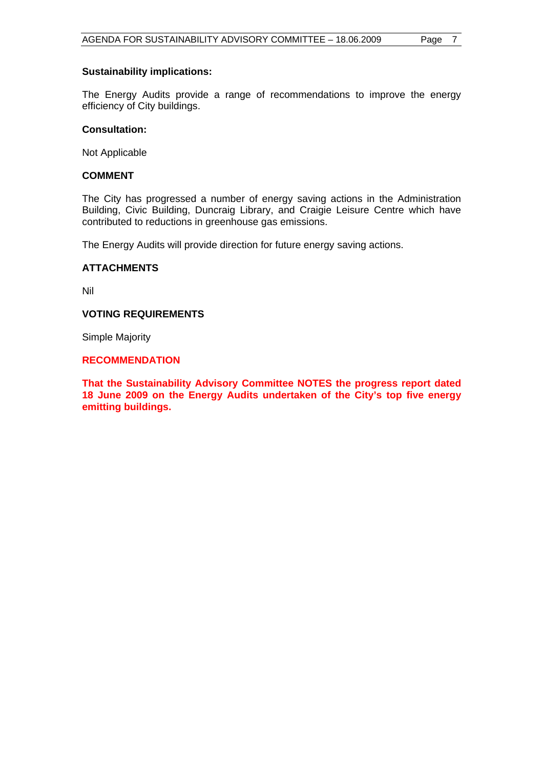**Sustainability implications:**

The Energy Audits provide a range of recommendations to improve the energy efficiency of City buildings.

**Consultation:**

Not Applicable

**COMMENT**

The City has progressed a number of energy saving actions in the Administration Building, Civic Building, Duncraig Library, and Craigie Leisure Centre which have contributed to reductions in greenhouse gas emissions.

The Energy Audits will provide direction for future energy saving actions.

**ATTACHMENTS**

Nil

**VOTING REQUIREMENTS**

Simple Majority

**RECOMMENDATION**

**That the Sustainability Advisory Committee NOTES the progress report dated 18 June 2009 on the Energy Audits undertaken of the City's top five energy emitting buildings.**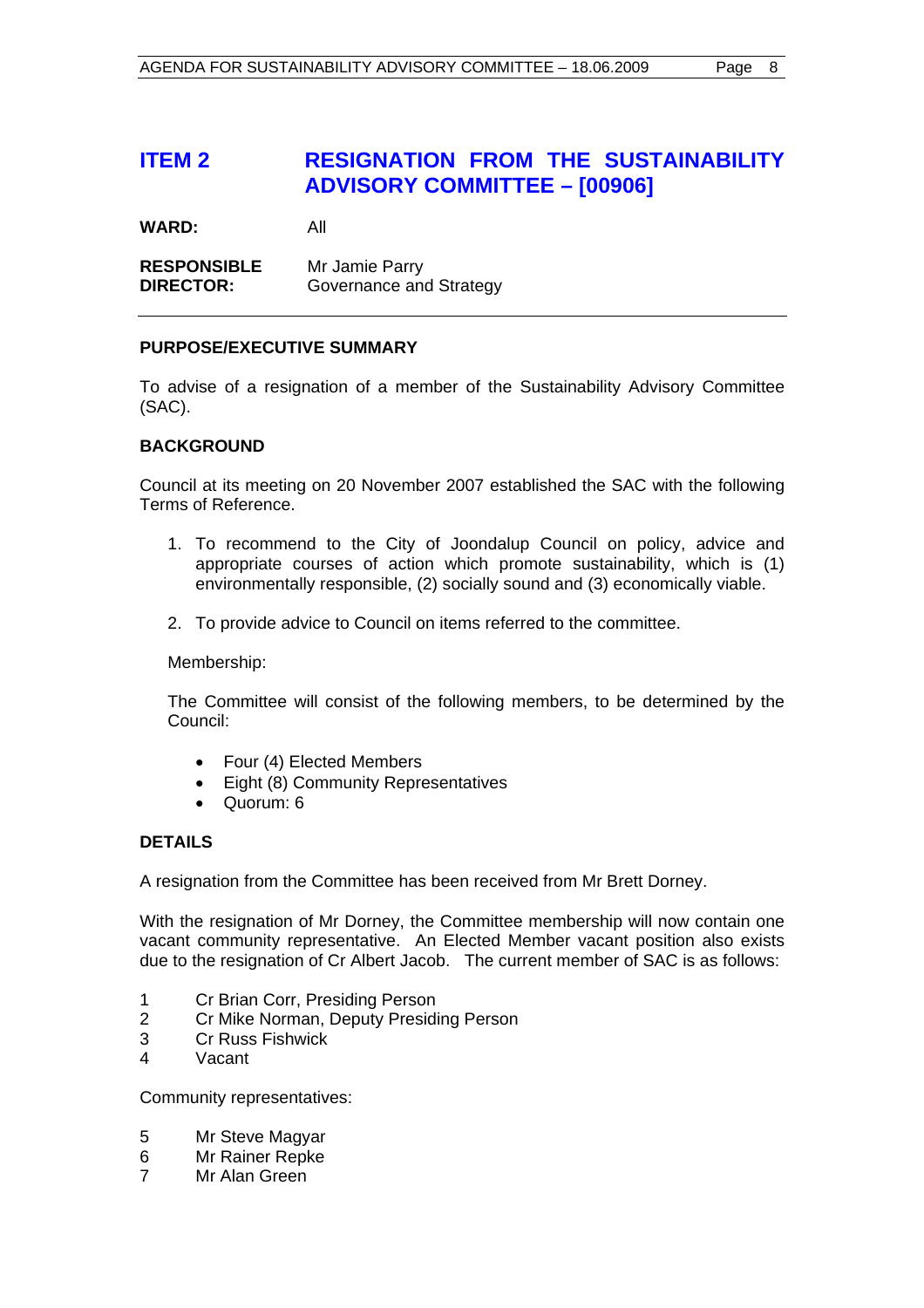# ITEM 2 RESIGNATION FROM THE SUSTAINABILITY ADVISORY COMMITTEE – [00906]

**WARD:** All

**RESPONSIBLE DIRECTOR:** Mr Jamie Parry
Governance and Strategy

---

**PURPOSE/EXECUTIVE SUMMARY**

To advise of a resignation of a member of the Sustainability Advisory Committee (SAC).

**BACKGROUND**

Council at its meeting on 20 November 2007 established the SAC with the following Terms of Reference.

1. To recommend to the City of Joondalup Council on policy, advice and appropriate courses of action which promote sustainability, which is (1) environmentally responsible, (2) socially sound and (3) economically viable.

2. To provide advice to Council on items referred to the committee.

Membership:

The Committee will consist of the following members, to be determined by the Council:

- Four (4) Elected Members
- Eight (8) Community Representatives
- Quorum: 6

**DETAILS**

A resignation from the Committee has been received from Mr Brett Dorney.

With the resignation of Mr Dorney, the Committee membership will now contain one vacant community representative. An Elected Member vacant position also exists due to the resignation of Cr Albert Jacob. The current member of SAC is as follows:

1 Cr Brian Corr, Presiding Person
2 Cr Mike Norman, Deputy Presiding Person
3 Cr Russ Fishwick
4 Vacant

Community representatives:

5 Mr Steve Magyar
6 Mr Rainer Repke
7 Mr Alan Green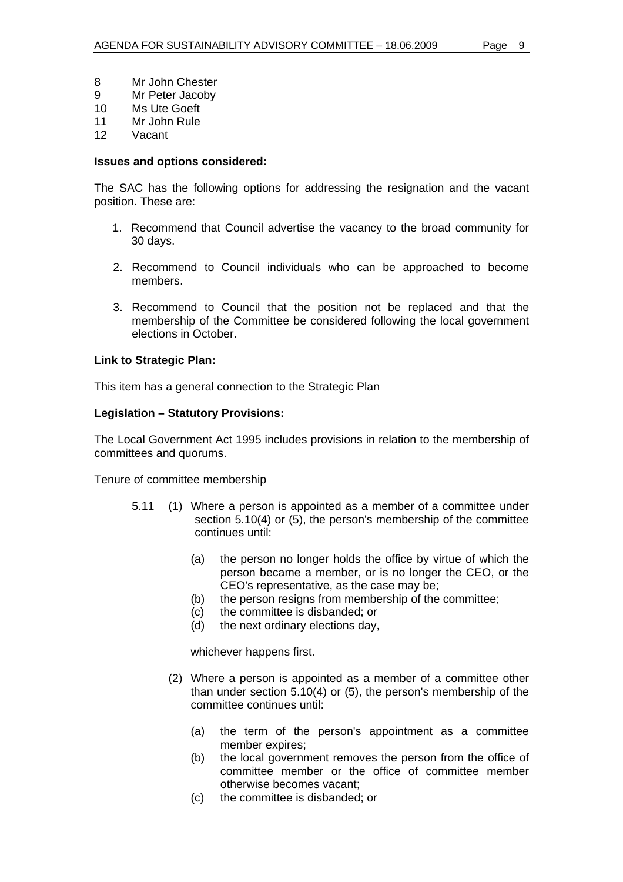8 Mr John Chester
9 Mr Peter Jacoby
10 Ms Ute Goeft
11 Mr John Rule
12 Vacant

**Issues and options considered:**

The SAC has the following options for addressing the resignation and the vacant position. These are:

1. Recommend that Council advertise the vacancy to the broad community for 30 days.

2. Recommend to Council individuals who can be approached to become members.

3. Recommend to Council that the position not be replaced and that the membership of the Committee be considered following the local government elections in October.

**Link to Strategic Plan:**

This item has a general connection to the Strategic Plan

**Legislation – Statutory Provisions:**

The Local Government Act 1995 includes provisions in relation to the membership of committees and quorums.

Tenure of committee membership

5.11 (1) Where a person is appointed as a member of a committee under section 5.10(4) or (5), the person's membership of the committee continues until:

(a) the person no longer holds the office by virtue of which the person became a member, or is no longer the CEO, or the CEO's representative, as the case may be;
(b) the person resigns from membership of the committee;
(c) the committee is disbanded; or
(d) the next ordinary elections day,

whichever happens first.

(2) Where a person is appointed as a member of a committee other than under section 5.10(4) or (5), the person's membership of the committee continues until:

(a) the term of the person's appointment as a committee member expires;
(b) the local government removes the person from the office of committee member or the office of committee member otherwise becomes vacant;
(c) the committee is disbanded; or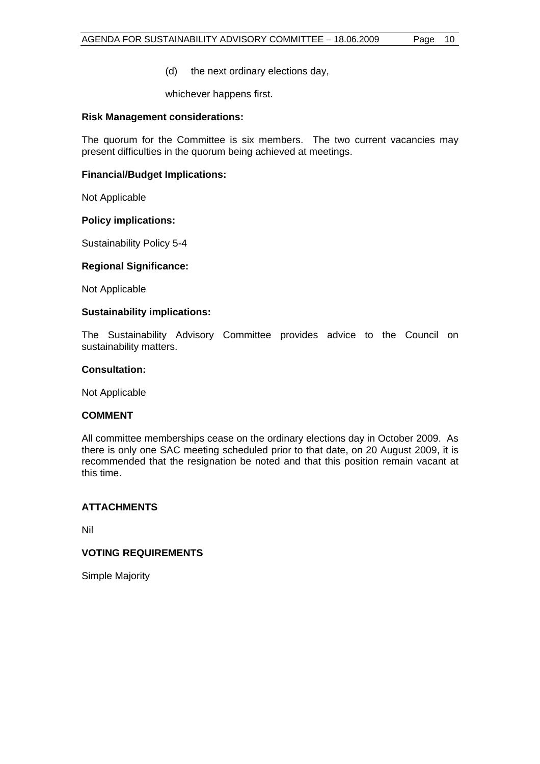(d) the next ordinary elections day,

whichever happens first.

**Risk Management considerations:**

The quorum for the Committee is six members. The two current vacancies may present difficulties in the quorum being achieved at meetings.

**Financial/Budget Implications:**

Not Applicable

**Policy implications:**

Sustainability Policy 5-4

**Regional Significance:**

Not Applicable

**Sustainability implications:**

The Sustainability Advisory Committee provides advice to the Council on sustainability matters.

**Consultation:**

Not Applicable

**COMMENT**

All committee memberships cease on the ordinary elections day in October 2009. As there is only one SAC meeting scheduled prior to that date, on 20 August 2009, it is recommended that the resignation be noted and that this position remain vacant at this time.

**ATTACHMENTS**

Nil

**VOTING REQUIREMENTS**

Simple Majority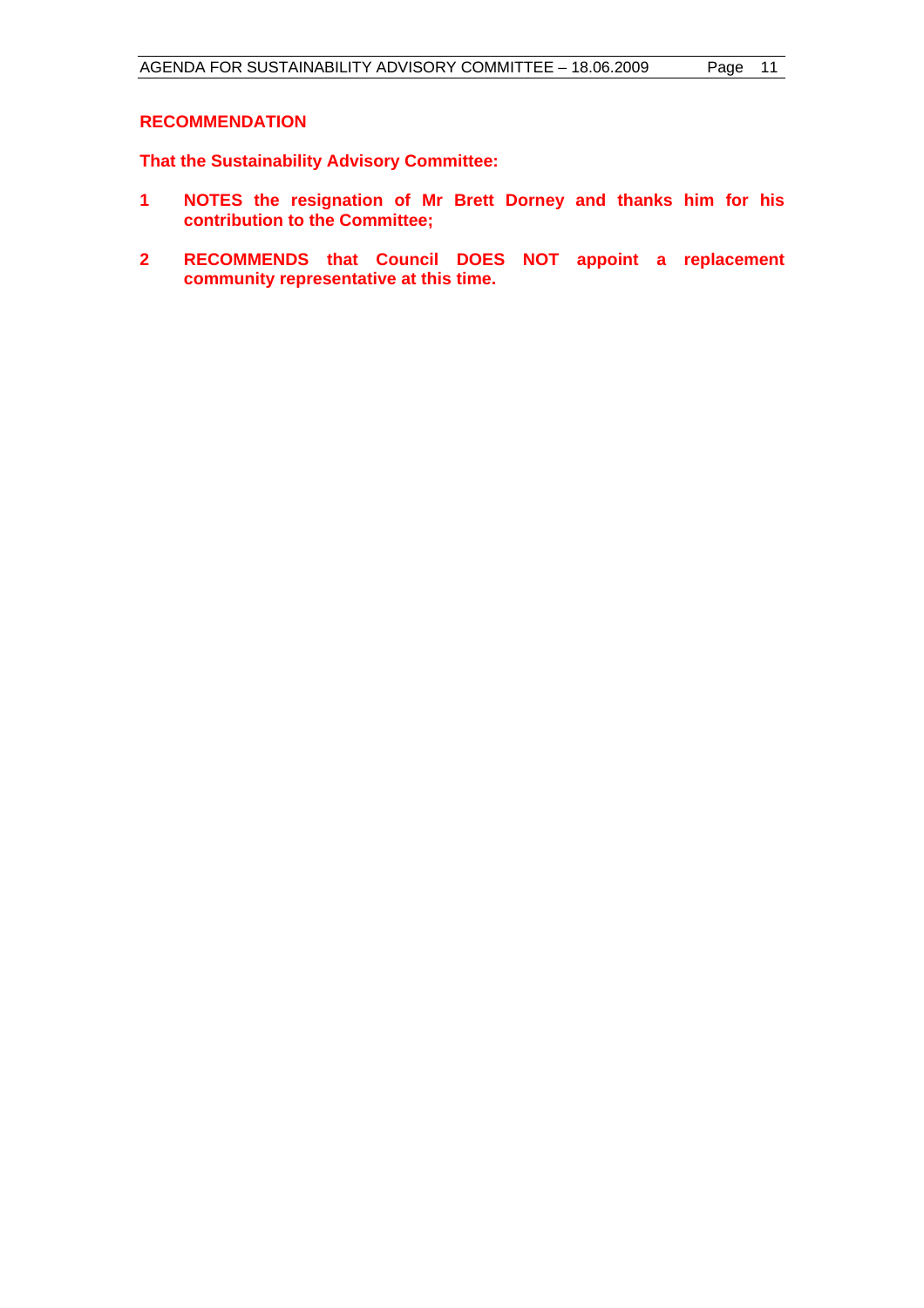**RECOMMENDATION**

**That the Sustainability Advisory Committee:**

1. **NOTES the resignation of Mr Brett Dorney and thanks him for his contribution to the Committee;**

2. **RECOMMENDS that Council DOES NOT appoint a replacement community representative at this time.**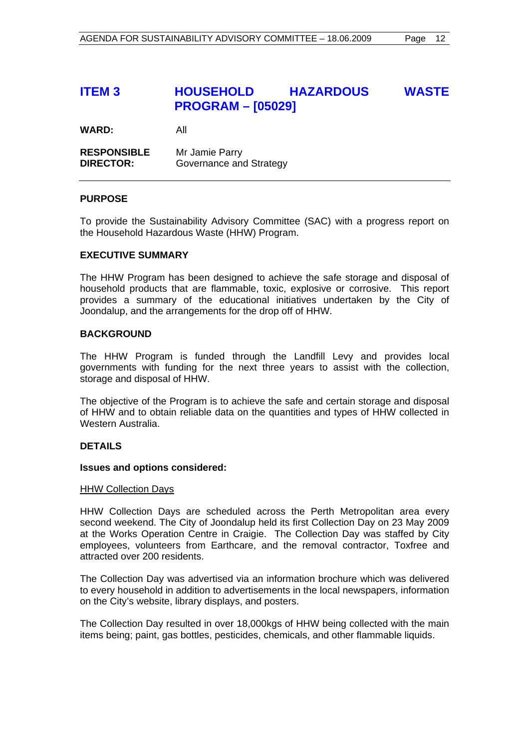# ITEM 3 HOUSEHOLD HAZARDOUS WASTE PROGRAM – [05029]

**WARD:** All

**RESPONSIBLE DIRECTOR:** Mr Jamie Parry
Governance and Strategy

---

**PURPOSE**

To provide the Sustainability Advisory Committee (SAC) with a progress report on the Household Hazardous Waste (HHW) Program.

**EXECUTIVE SUMMARY**

The HHW Program has been designed to achieve the safe storage and disposal of household products that are flammable, toxic, explosive or corrosive. This report provides a summary of the educational initiatives undertaken by the City of Joondalup, and the arrangements for the drop off of HHW.

**BACKGROUND**

The HHW Program is funded through the Landfill Levy and provides local governments with funding for the next three years to assist with the collection, storage and disposal of HHW.

The objective of the Program is to achieve the safe and certain storage and disposal of HHW and to obtain reliable data on the quantities and types of HHW collected in Western Australia.

**DETAILS**

**Issues and options considered:**

<u>HHW Collection Days</u>

HHW Collection Days are scheduled across the Perth Metropolitan area every second weekend. The City of Joondalup held its first Collection Day on 23 May 2009 at the Works Operation Centre in Craigie. The Collection Day was staffed by City employees, volunteers from Earthcare, and the removal contractor, Toxfree and attracted over 200 residents.

The Collection Day was advertised via an information brochure which was delivered to every household in addition to advertisements in the local newspapers, information on the City's website, library displays, and posters.

The Collection Day resulted in over 18,000kgs of HHW being collected with the main items being; paint, gas bottles, pesticides, chemicals, and other flammable liquids.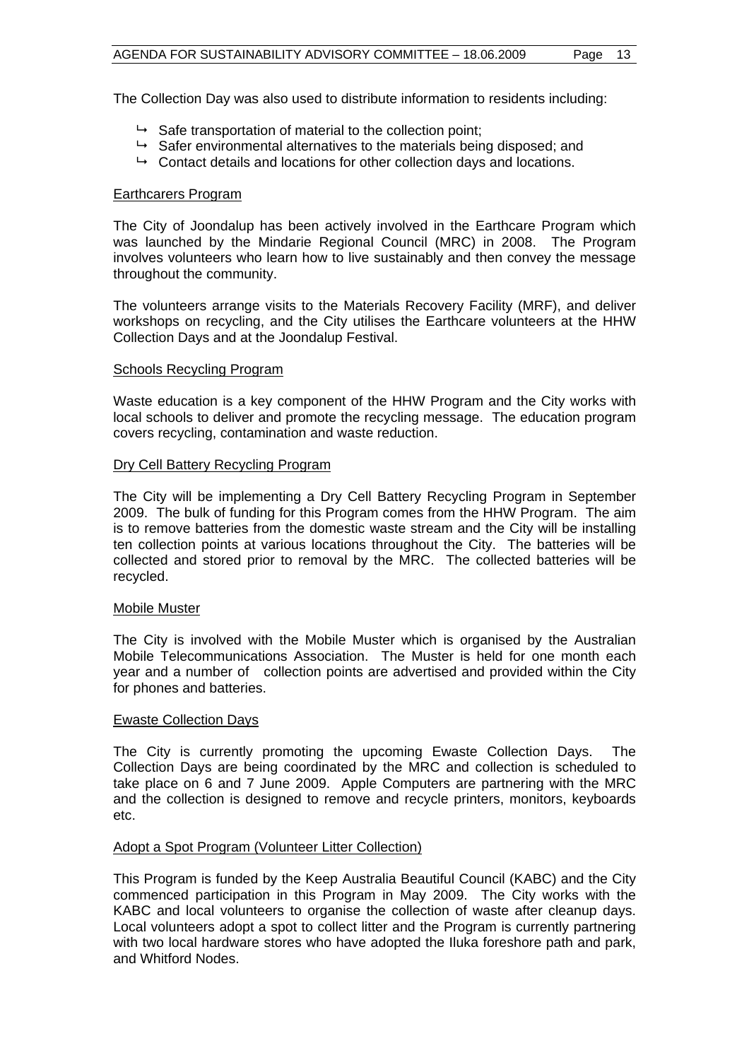The Collection Day was also used to distribute information to residents including:

- ↳ Safe transportation of material to the collection point;
- ↳ Safer environmental alternatives to the materials being disposed; and
- ↳ Contact details and locations for other collection days and locations.

<u>Earthcarers Program</u>

The City of Joondalup has been actively involved in the Earthcare Program which was launched by the Mindarie Regional Council (MRC) in 2008. The Program involves volunteers who learn how to live sustainably and then convey the message throughout the community.

The volunteers arrange visits to the Materials Recovery Facility (MRF), and deliver workshops on recycling, and the City utilises the Earthcare volunteers at the HHW Collection Days and at the Joondalup Festival.

<u>Schools Recycling Program</u>

Waste education is a key component of the HHW Program and the City works with local schools to deliver and promote the recycling message. The education program covers recycling, contamination and waste reduction.

<u>Dry Cell Battery Recycling Program</u>

The City will be implementing a Dry Cell Battery Recycling Program in September 2009. The bulk of funding for this Program comes from the HHW Program. The aim is to remove batteries from the domestic waste stream and the City will be installing ten collection points at various locations throughout the City. The batteries will be collected and stored prior to removal by the MRC. The collected batteries will be recycled.

<u>Mobile Muster</u>

The City is involved with the Mobile Muster which is organised by the Australian Mobile Telecommunications Association. The Muster is held for one month each year and a number of collection points are advertised and provided within the City for phones and batteries.

<u>Ewaste Collection Days</u>

The City is currently promoting the upcoming Ewaste Collection Days. The Collection Days are being coordinated by the MRC and collection is scheduled to take place on 6 and 7 June 2009. Apple Computers are partnering with the MRC and the collection is designed to remove and recycle printers, monitors, keyboards etc.

<u>Adopt a Spot Program (Volunteer Litter Collection)</u>

This Program is funded by the Keep Australia Beautiful Council (KABC) and the City commenced participation in this Program in May 2009. The City works with the KABC and local volunteers to organise the collection of waste after cleanup days. Local volunteers adopt a spot to collect litter and the Program is currently partnering with two local hardware stores who have adopted the Iluka foreshore path and park, and Whitford Nodes.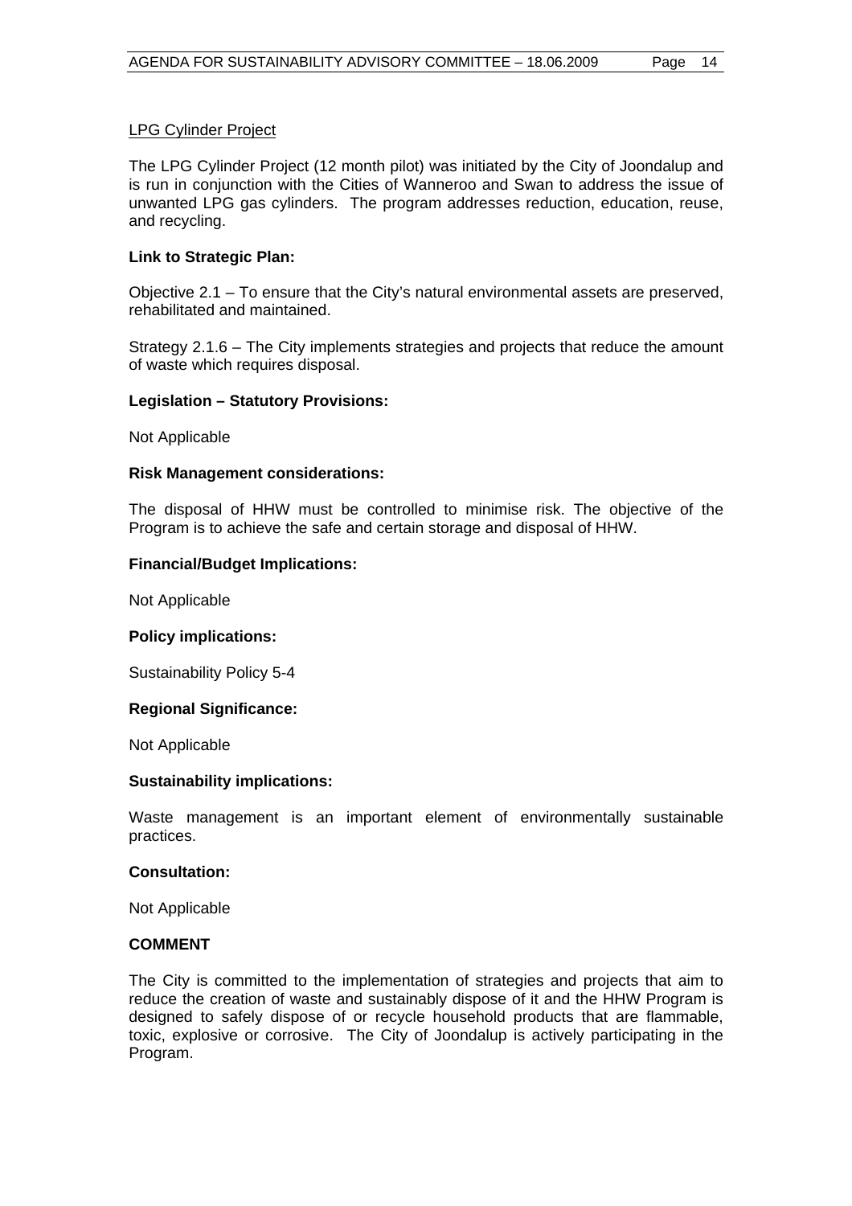LPG Cylinder Project

The LPG Cylinder Project (12 month pilot) was initiated by the City of Joondalup and is run in conjunction with the Cities of Wanneroo and Swan to address the issue of unwanted LPG gas cylinders. The program addresses reduction, education, reuse, and recycling.

**Link to Strategic Plan:**

Objective 2.1 – To ensure that the City's natural environmental assets are preserved, rehabilitated and maintained.

Strategy 2.1.6 – The City implements strategies and projects that reduce the amount of waste which requires disposal.

**Legislation – Statutory Provisions:**

Not Applicable

**Risk Management considerations:**

The disposal of HHW must be controlled to minimise risk. The objective of the Program is to achieve the safe and certain storage and disposal of HHW.

**Financial/Budget Implications:**

Not Applicable

**Policy implications:**

Sustainability Policy 5-4

**Regional Significance:**

Not Applicable

**Sustainability implications:**

Waste management is an important element of environmentally sustainable practices.

**Consultation:**

Not Applicable

**COMMENT**

The City is committed to the implementation of strategies and projects that aim to reduce the creation of waste and sustainably dispose of it and the HHW Program is designed to safely dispose of or recycle household products that are flammable, toxic, explosive or corrosive. The City of Joondalup is actively participating in the Program.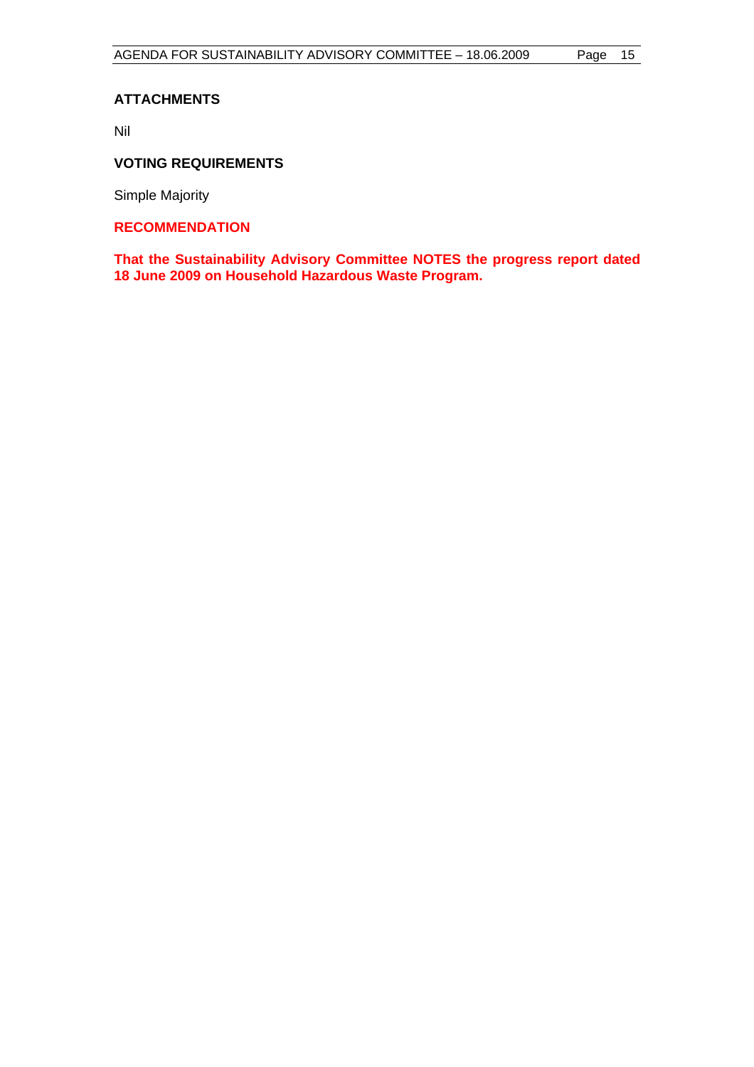### ATTACHMENTS

Nil

### VOTING REQUIREMENTS

Simple Majority

### RECOMMENDATION

**That the Sustainability Advisory Committee NOTES the progress report dated 18 June 2009 on Household Hazardous Waste Program.**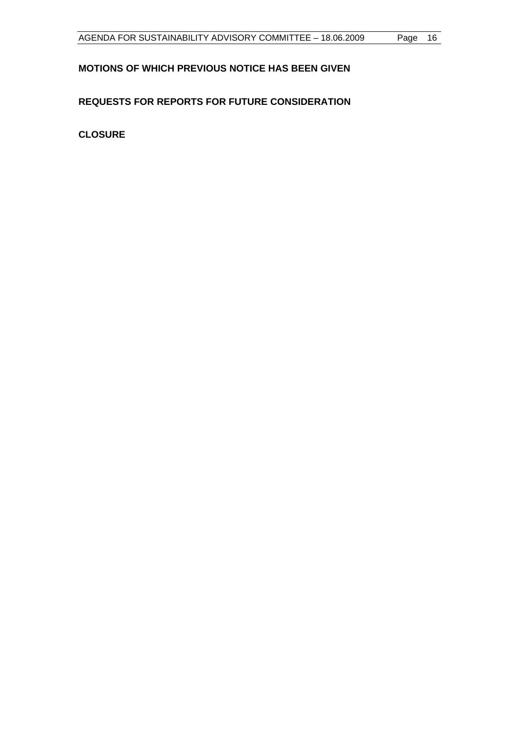**MOTIONS OF WHICH PREVIOUS NOTICE HAS BEEN GIVEN**

**REQUESTS FOR REPORTS FOR FUTURE CONSIDERATION**

**CLOSURE**